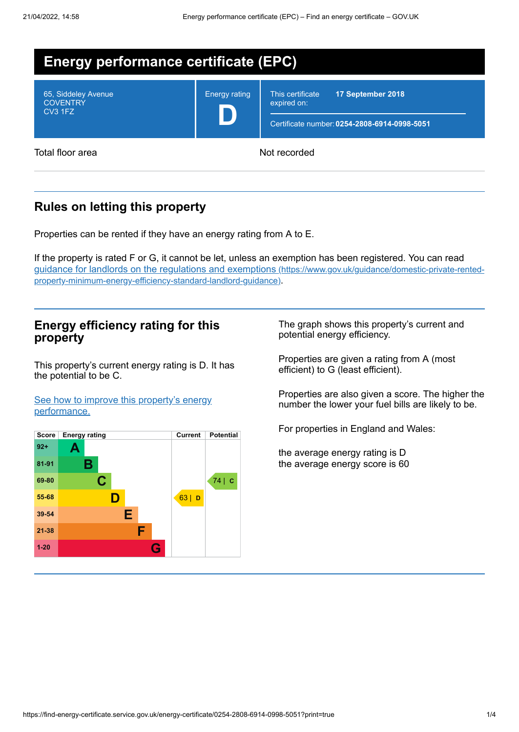# Energy performance certificate (EPC)

| 65, Siddeley Avenue<br>COVENTRY<br>CV3 1FZ | Energy rating<br>**D** | This certificate expired on: **17 September 2018**<br>Certificate number: **0254-2808-6914-0998-5051** |
|---|---|---|

Total floor area: Not recorded

## Rules on letting this property

Properties can be rented if they have an energy rating from A to E.

If the property is rated F or G, it cannot be let, unless an exemption has been registered. You can read guidance for landlords on the regulations and exemptions (https://www.gov.uk/guidance/domestic-private-rented-property-minimum-energy-efficiency-standard-landlord-guidance).

## Energy efficiency rating for this property

This property's current energy rating is D. It has the potential to be C.

See how to improve this property's energy performance.

| Score | Energy rating | Current | Potential |
|---|---|---|---|
| 92+ | A | | |
| 81-91 | B | | |
| 69-80 | C | | 74 \| C |
| 55-68 | D | 63 \| D | |
| 39-54 | E | | |
| 21-38 | F | | |
| 1-20 | G | | |

The graph shows this property's current and potential energy efficiency.

Properties are given a rating from A (most efficient) to G (least efficient).

Properties are also given a score. The higher the number the lower your fuel bills are likely to be.

For properties in England and Wales:

the average energy rating is D
the average energy score is 60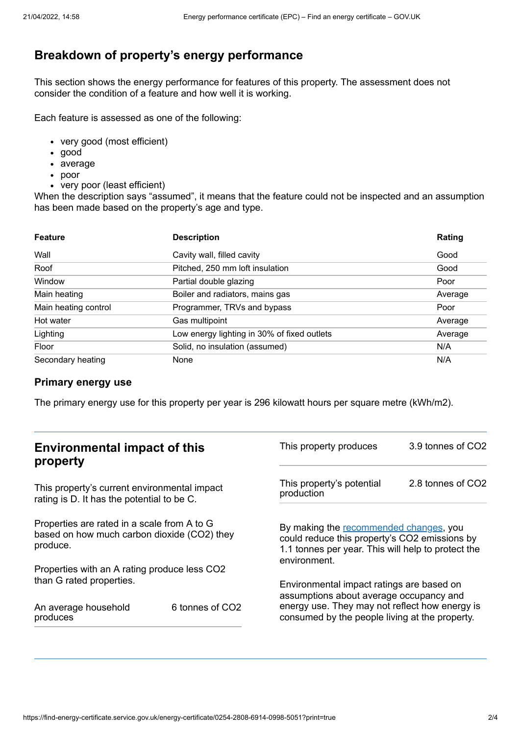## Breakdown of property's energy performance

This section shows the energy performance for features of this property. The assessment does not consider the condition of a feature and how well it is working.

Each feature is assessed as one of the following:

- very good (most efficient)
- good
- average
- poor
- very poor (least efficient)

When the description says "assumed", it means that the feature could not be inspected and an assumption has been made based on the property's age and type.

| Feature | Description | Rating |
|---|---|---|
| Wall | Cavity wall, filled cavity | Good |
| Roof | Pitched, 250 mm loft insulation | Good |
| Window | Partial double glazing | Poor |
| Main heating | Boiler and radiators, mains gas | Average |
| Main heating control | Programmer, TRVs and bypass | Poor |
| Hot water | Gas multipoint | Average |
| Lighting | Low energy lighting in 30% of fixed outlets | Average |
| Floor | Solid, no insulation (assumed) | N/A |
| Secondary heating | None | N/A |

### Primary energy use

The primary energy use for this property per year is 296 kilowatt hours per square metre (kWh/m2).

## Environmental impact of this property

This property's current environmental impact rating is D. It has the potential to be C.

Properties are rated in a scale from A to G based on how much carbon dioxide ($CO_2$) they produce.

Properties with an A rating produce less $CO_2$ than G rated properties.

| | |
|---|---|
| An average household produces | 6 tonnes of $CO_2$ |

| | |
|---|---|
| This property produces | 3.9 tonnes of $CO_2$ |
| This property's potential production | 2.8 tonnes of $CO_2$ |

By making the recommended changes, you could reduce this property's $CO_2$ emissions by 1.1 tonnes per year. This will help to protect the environment.

Environmental impact ratings are based on assumptions about average occupancy and energy use. They may not reflect how energy is consumed by the people living at the property.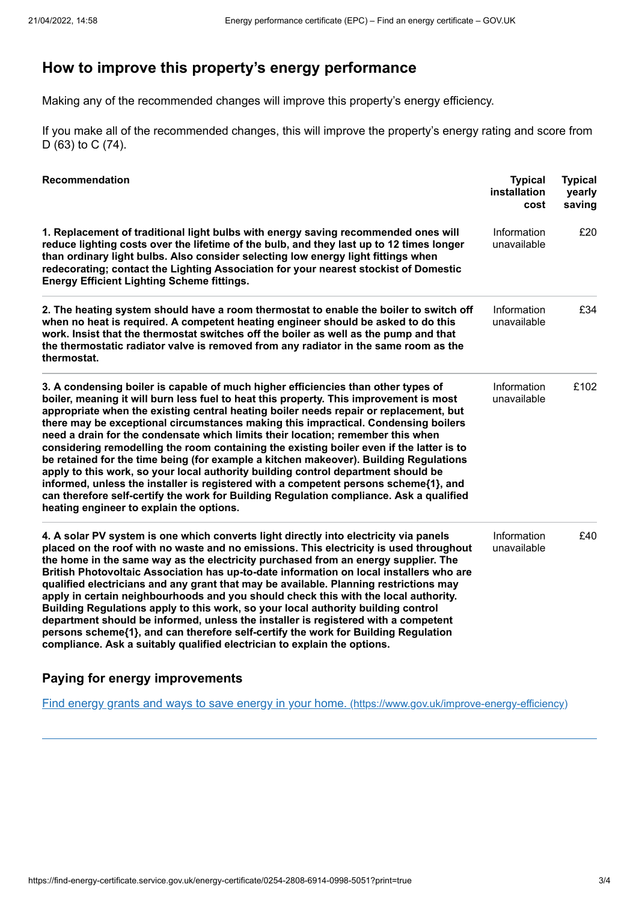## How to improve this property's energy performance

Making any of the recommended changes will improve this property's energy efficiency.

If you make all of the recommended changes, this will improve the property's energy rating and score from D (63) to C (74).

| Recommendation | Typical installation cost | Typical yearly saving |
|---|---|---|
| **1. Replacement of traditional light bulbs with energy saving recommended ones will reduce lighting costs over the lifetime of the bulb, and they last up to 12 times longer than ordinary light bulbs. Also consider selecting low energy light fittings when redecorating; contact the Lighting Association for your nearest stockist of Domestic Energy Efficient Lighting Scheme fittings.** | Information unavailable | £20 |
| **2. The heating system should have a room thermostat to enable the boiler to switch off when no heat is required. A competent heating engineer should be asked to do this work. Insist that the thermostat switches off the boiler as well as the pump and that the thermostatic radiator valve is removed from any radiator in the same room as the thermostat.** | Information unavailable | £34 |
| **3. A condensing boiler is capable of much higher efficiencies than other types of boiler, meaning it will burn less fuel to heat this property. This improvement is most appropriate when the existing central heating boiler needs repair or replacement, but there may be exceptional circumstances making this impractical. Condensing boilers need a drain for the condensate which limits their location; remember this when considering remodelling the room containing the existing boiler even if the latter is to be retained for the time being (for example a kitchen makeover). Building Regulations apply to this work, so your local authority building control department should be informed, unless the installer is registered with a competent persons scheme{1}, and can therefore self-certify the work for Building Regulation compliance. Ask a qualified heating engineer to explain the options.** | Information unavailable | £102 |
| **4. A solar PV system is one which converts light directly into electricity via panels placed on the roof with no waste and no emissions. This electricity is used throughout the home in the same way as the electricity purchased from an energy supplier. The British Photovoltaic Association has up-to-date information on local installers who are qualified electricians and any grant that may be available. Planning restrictions may apply in certain neighbourhoods and you should check this with the local authority. Building Regulations apply to this work, so your local authority building control department should be informed, unless the installer is registered with a competent persons scheme{1}, and can therefore self-certify the work for Building Regulation compliance. Ask a suitably qualified electrician to explain the options.** | Information unavailable | £40 |

### Paying for energy improvements

[Find energy grants and ways to save energy in your home. (https://www.gov.uk/improve-energy-efficiency)](https://www.gov.uk/improve-energy-efficiency)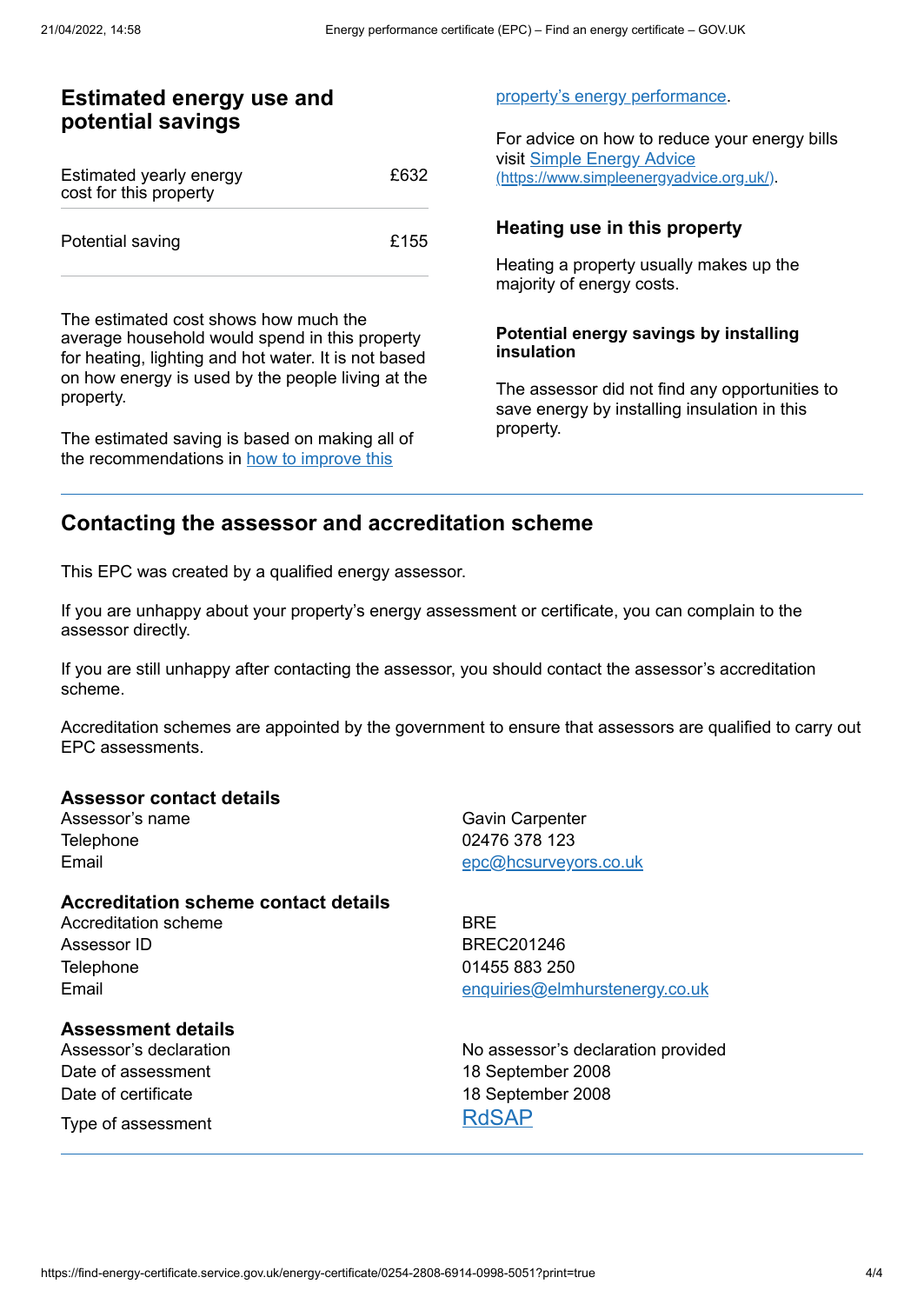## Estimated energy use and potential savings

| | |
|---|---|
| Estimated yearly energy cost for this property | £632 |
| Potential saving | £155 |

The estimated cost shows how much the average household would spend in this property for heating, lighting and hot water. It is not based on how energy is used by the people living at the property.

The estimated saving is based on making all of the recommendations in how to improve this property's energy performance.

For advice on how to reduce your energy bills visit Simple Energy Advice (https://www.simpleenergyadvice.org.uk/).

## Heating use in this property

Heating a property usually makes up the majority of energy costs.

### Potential energy savings by installing insulation

The assessor did not find any opportunities to save energy by installing insulation in this property.

## Contacting the assessor and accreditation scheme

This EPC was created by a qualified energy assessor.

If you are unhappy about your property's energy assessment or certificate, you can complain to the assessor directly.

If you are still unhappy after contacting the assessor, you should contact the assessor's accreditation scheme.

Accreditation schemes are appointed by the government to ensure that assessors are qualified to carry out EPC assessments.

### Assessor contact details

| | |
|---|---|
| Assessor's name | Gavin Carpenter |
| Telephone | 02476 378 123 |
| Email | epc@hcsurveyors.co.uk |

### Accreditation scheme contact details

| | |
|---|---|
| Accreditation scheme | BRE |
| Assessor ID | BREC201246 |
| Telephone | 01455 883 250 |
| Email | enquiries@elmhurstenergy.co.uk |

### Assessment details

| | |
|---|---|
| Assessor's declaration | No assessor's declaration provided |
| Date of assessment | 18 September 2008 |
| Date of certificate | 18 September 2008 |
| Type of assessment | RdSAP |